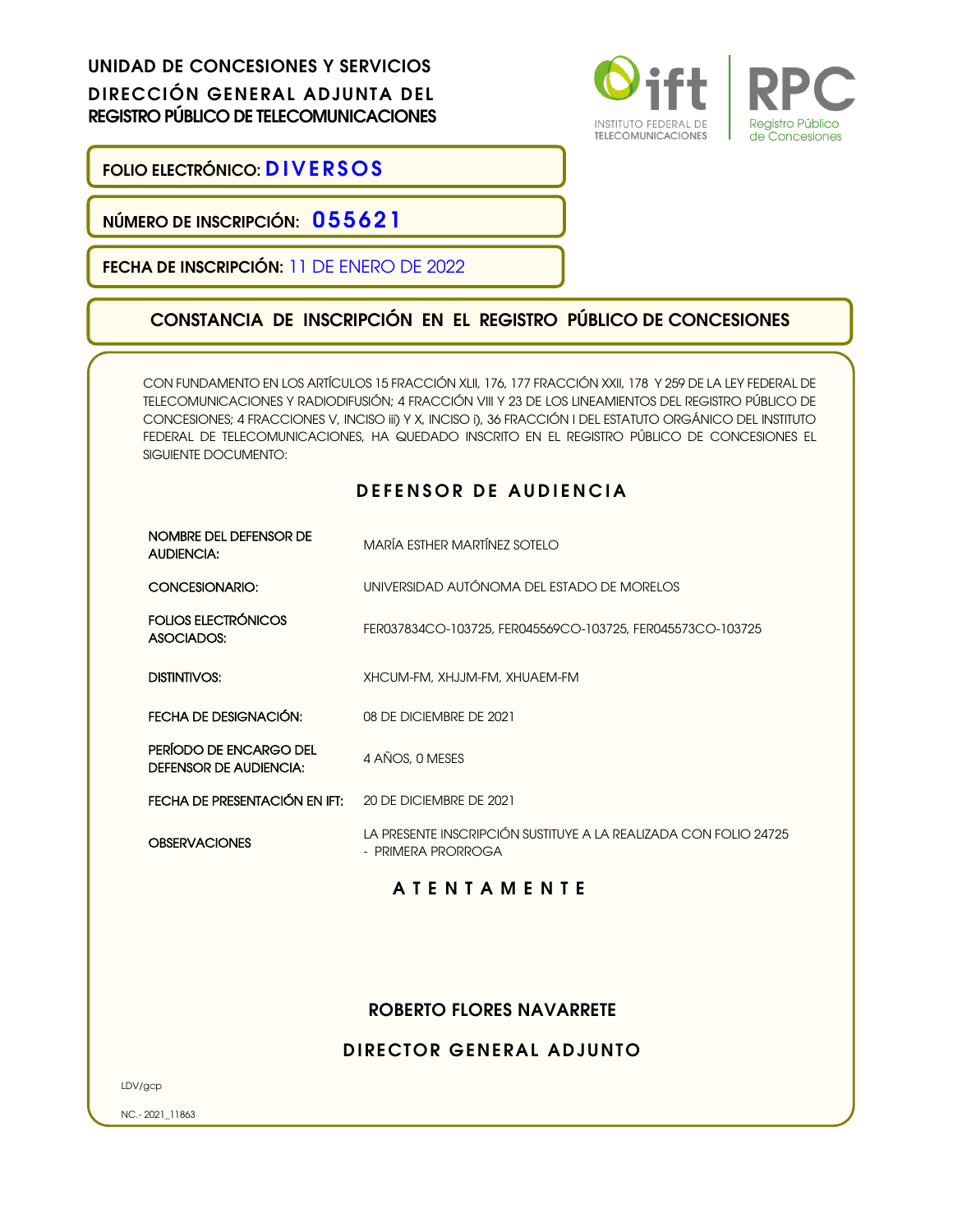**UNIDAD DE CONCESIONES Y SERVICIOS**
**DIRECCIÓN GENERAL ADJUNTA DEL**
**REGISTRO PÚBLICO DE TELECOMUNICACIONES**

INSTITUTO FEDERAL DE TELECOMUNICACIONES | RPC Registro Público de Concesiones

**FOLIO ELECTRÓNICO:** **DIVERSOS**

**NÚMERO DE INSCRIPCIÓN:** **055621**

**FECHA DE INSCRIPCIÓN:** 11 DE ENERO DE 2022

## CONSTANCIA DE INSCRIPCIÓN EN EL REGISTRO PÚBLICO DE CONCESIONES

CON FUNDAMENTO EN LOS ARTÍCULOS 15 FRACCIÓN XLII, 176, 177 FRACCIÓN XXII, 178 Y 259 DE LA LEY FEDERAL DE TELECOMUNICACIONES Y RADIODIFUSIÓN; 4 FRACCIÓN VIII Y 23 DE LOS LINEAMIENTOS DEL REGISTRO PÚBLICO DE CONCESIONES; 4 FRACCIONES V, INCISO iii) Y X, INCISO i), 36 FRACCIÓN I DEL ESTATUTO ORGÁNICO DEL INSTITUTO FEDERAL DE TELECOMUNICACIONES, HA QUEDADO INSCRITO EN EL REGISTRO PÚBLICO DE CONCESIONES EL SIGUIENTE DOCUMENTO:

### DEFENSOR DE AUDIENCIA

| | |
|---|---|
| NOMBRE DEL DEFENSOR DE AUDIENCIA: | MARÍA ESTHER MARTÍNEZ SOTELO |
| CONCESIONARIO: | UNIVERSIDAD AUTÓNOMA DEL ESTADO DE MORELOS |
| FOLIOS ELECTRÓNICOS ASOCIADOS: | FER037834CO-103725, FER045569CO-103725, FER045573CO-103725 |
| DISTINTIVOS: | XHCUM-FM, XHJJM-FM, XHUAEM-FM |
| FECHA DE DESIGNACIÓN: | 08 DE DICIEMBRE DE 2021 |
| PERÍODO DE ENCARGO DEL DEFENSOR DE AUDIENCIA: | 4 AÑOS, 0 MESES |
| FECHA DE PRESENTACIÓN EN IFT: | 20 DE DICIEMBRE DE 2021 |
| OBSERVACIONES | LA PRESENTE INSCRIPCIÓN SUSTITUYE A LA REALIZADA CON FOLIO 24725 - PRIMERA PRORROGA |

**ATENTAMENTE**

**ROBERTO FLORES NAVARRETE**

**DIRECTOR GENERAL ADJUNTO**

LDV/gcp

NC.- 2021_11863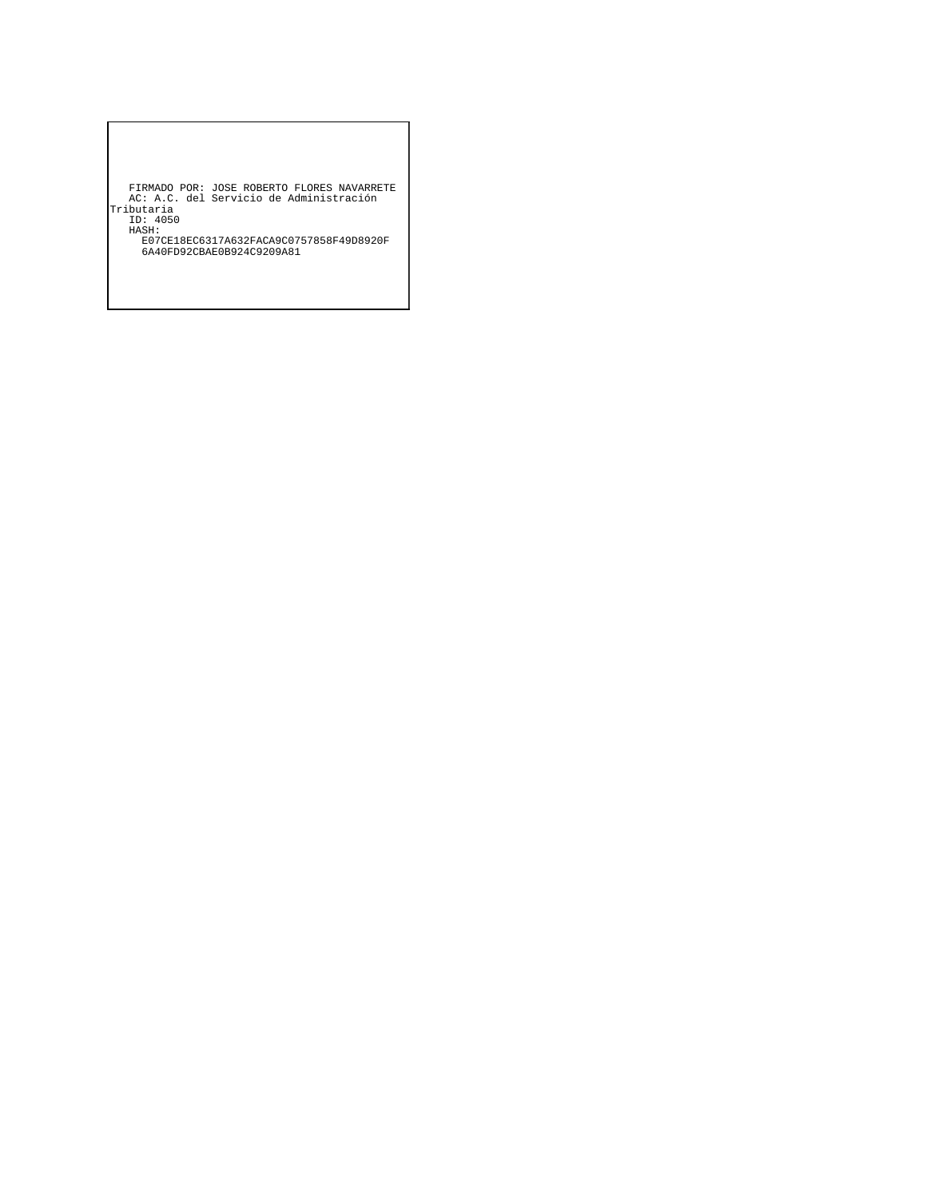FIRMADO POR: JOSE ROBERTO FLORES NAVARRETE
AC: A.C. del Servicio de Administración Tributaria
ID: 4050
HASH:
E07CE18EC6317A632FACA9C0757858F49D8920F
6A40FD92CBAE0B924C9209A81